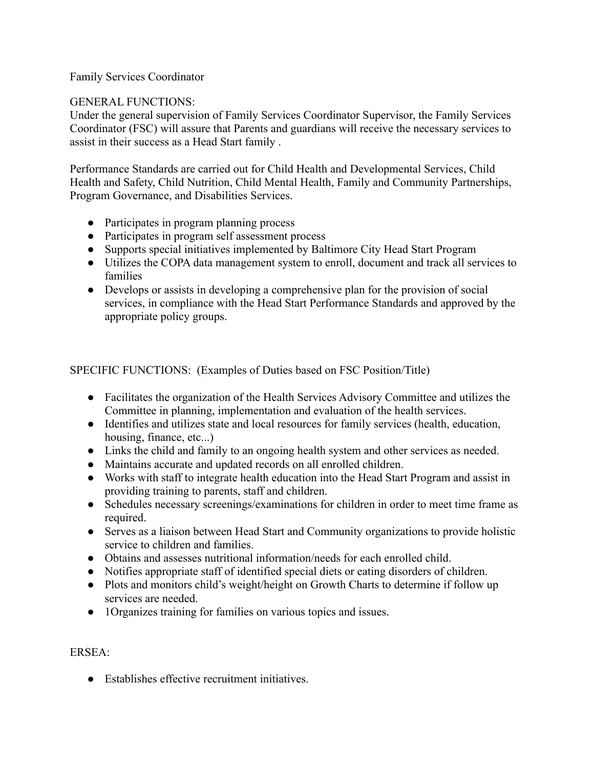Family Services Coordinator

GENERAL FUNCTIONS:
Under the general supervision of Family Services Coordinator Supervisor, the Family Services Coordinator (FSC) will assure that Parents and guardians will receive the necessary services to assist in their success as a Head Start family .

Performance Standards are carried out for Child Health and Developmental Services, Child Health and Safety, Child Nutrition, Child Mental Health, Family and Community Partnerships, Program Governance, and Disabilities Services.

- Participates in program planning process
- Participates in program self assessment process
- Supports special initiatives implemented by Baltimore City Head Start Program
- Utilizes the COPA data management system to enroll, document and track all services to families
- Develops or assists in developing a comprehensive plan for the provision of social services, in compliance with the Head Start Performance Standards and approved by the appropriate policy groups.

SPECIFIC FUNCTIONS: (Examples of Duties based on FSC Position/Title)

- Facilitates the organization of the Health Services Advisory Committee and utilizes the Committee in planning, implementation and evaluation of the health services.
- Identifies and utilizes state and local resources for family services (health, education, housing, finance, etc...)
- Links the child and family to an ongoing health system and other services as needed.
- Maintains accurate and updated records on all enrolled children.
- Works with staff to integrate health education into the Head Start Program and assist in providing training to parents, staff and children.
- Schedules necessary screenings/examinations for children in order to meet time frame as required.
- Serves as a liaison between Head Start and Community organizations to provide holistic service to children and families.
- Obtains and assesses nutritional information/needs for each enrolled child.
- Notifies appropriate staff of identified special diets or eating disorders of children.
- Plots and monitors child's weight/height on Growth Charts to determine if follow up services are needed.
- 1Organizes training for families on various topics and issues.

ERSEA:

- Establishes effective recruitment initiatives.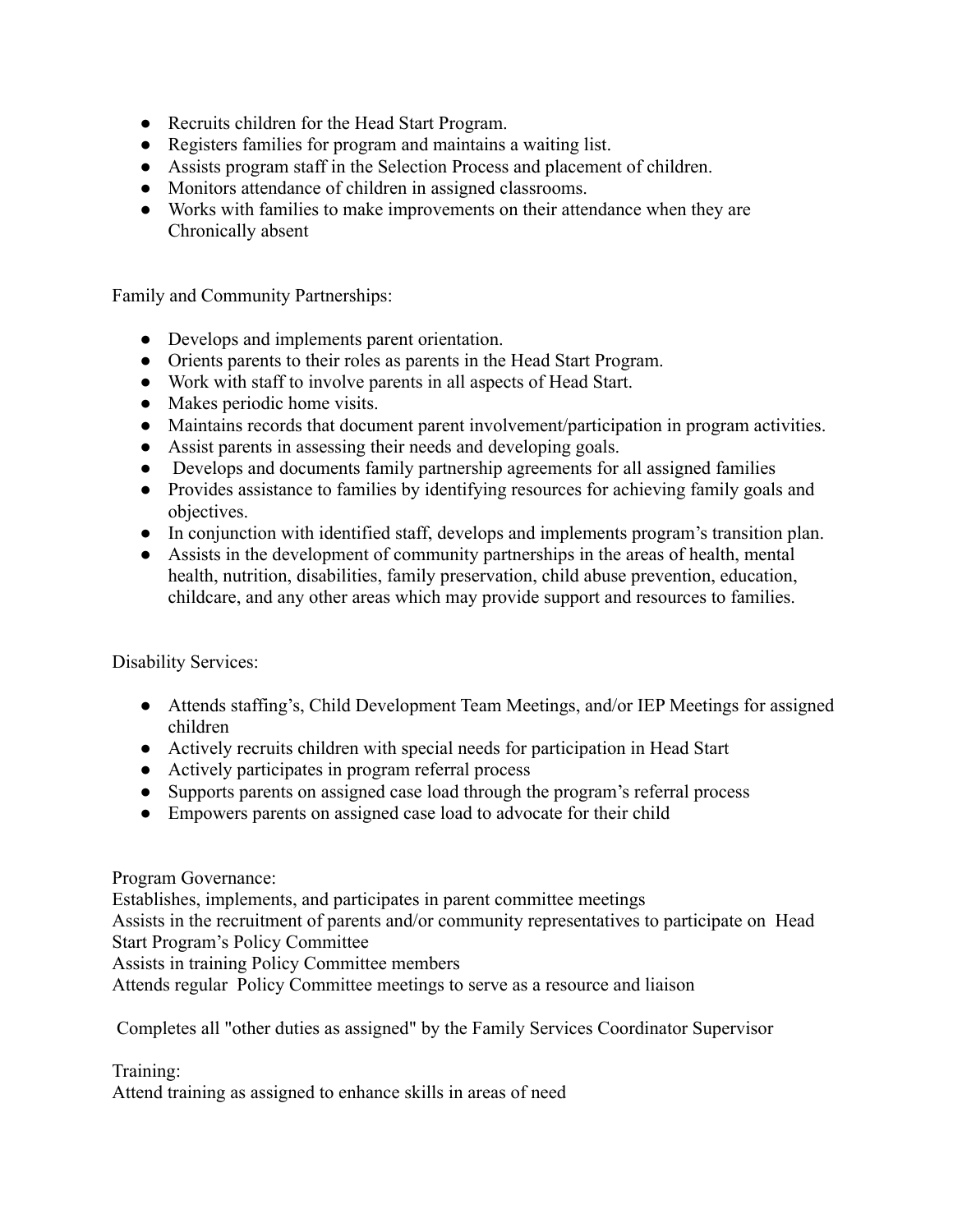- Recruits children for the Head Start Program.
- Registers families for program and maintains a waiting list.
- Assists program staff in the Selection Process and placement of children.
- Monitors attendance of children in assigned classrooms.
- Works with families to make improvements on their attendance when they are Chronically absent

Family and Community Partnerships:

- Develops and implements parent orientation.
- Orients parents to their roles as parents in the Head Start Program.
- Work with staff to involve parents in all aspects of Head Start.
- Makes periodic home visits.
- Maintains records that document parent involvement/participation in program activities.
- Assist parents in assessing their needs and developing goals.
- Develops and documents family partnership agreements for all assigned families
- Provides assistance to families by identifying resources for achieving family goals and objectives.
- In conjunction with identified staff, develops and implements program's transition plan.
- Assists in the development of community partnerships in the areas of health, mental health, nutrition, disabilities, family preservation, child abuse prevention, education, childcare, and any other areas which may provide support and resources to families.

Disability Services:

- Attends staffing's, Child Development Team Meetings, and/or IEP Meetings for assigned children
- Actively recruits children with special needs for participation in Head Start
- Actively participates in program referral process
- Supports parents on assigned case load through the program's referral process
- Empowers parents on assigned case load to advocate for their child

Program Governance:
Establishes, implements, and participates in parent committee meetings
Assists in the recruitment of parents and/or community representatives to participate on Head Start Program's Policy Committee
Assists in training Policy Committee members
Attends regular Policy Committee meetings to serve as a resource and liaison

Completes all "other duties as assigned" by the Family Services Coordinator Supervisor

Training:
Attend training as assigned to enhance skills in areas of need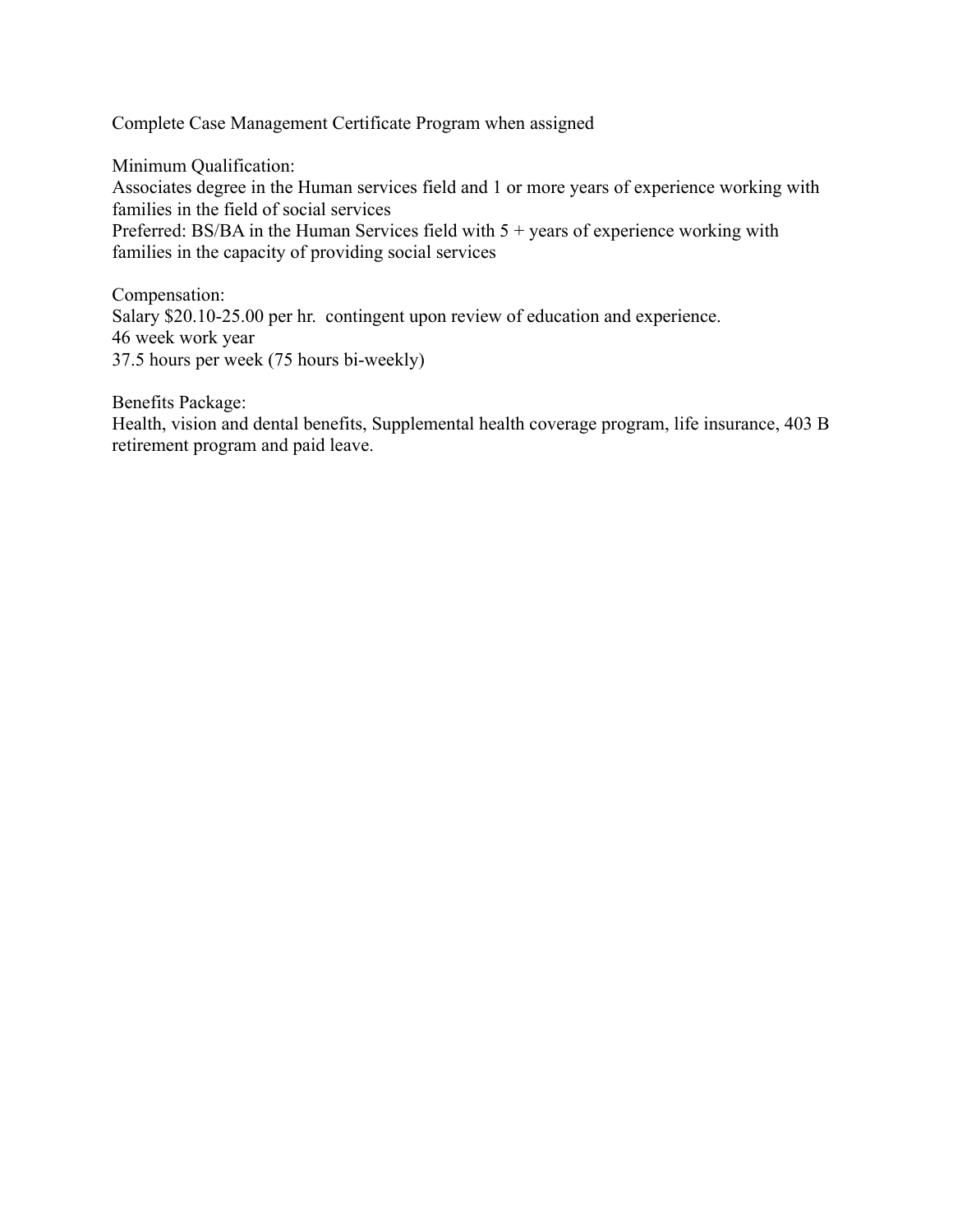Complete Case Management Certificate Program when assigned

Minimum Qualification:
Associates degree in the Human services field and 1 or more years of experience working with families in the field of social services
Preferred: BS/BA in the Human Services field with 5 + years of experience working with families in the capacity of providing social services

Compensation:
Salary $20.10-25.00 per hr. contingent upon review of education and experience.
46 week work year
37.5 hours per week (75 hours bi-weekly)

Benefits Package:
Health, vision and dental benefits, Supplemental health coverage program, life insurance, 403 B retirement program and paid leave.